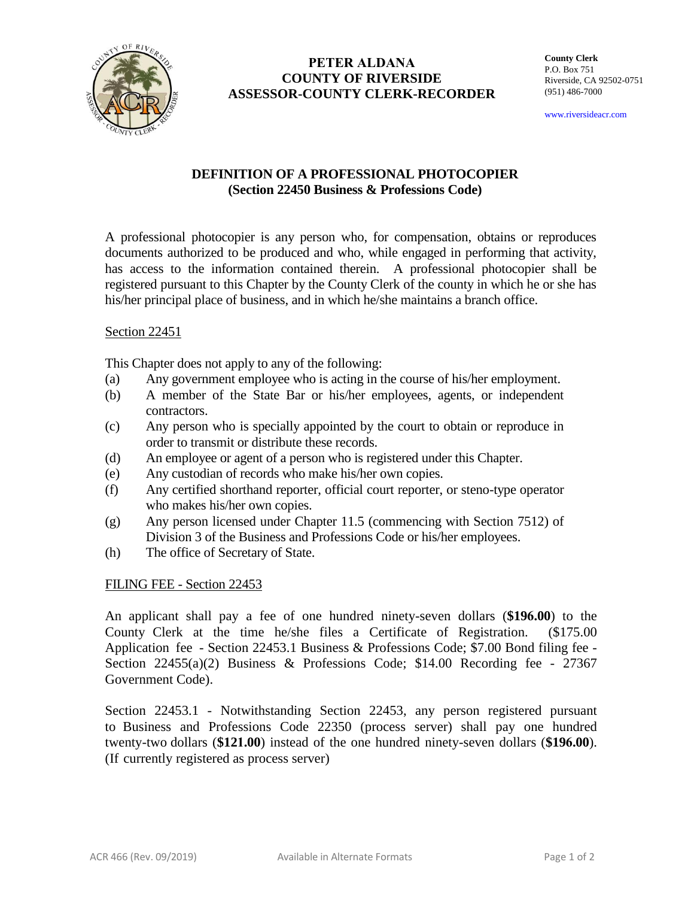**PETER ALDANA**
**COUNTY OF RIVERSIDE**
**ASSESSOR-COUNTY CLERK-RECORDER**

**County Clerk**
P.O. Box 751
Riverside, CA 92502-0751
(951) 486-7000

www.riversideacr.com

## DEFINITION OF A PROFESSIONAL PHOTOCOPIER
## (Section 22450 Business & Professions Code)

A professional photocopier is any person who, for compensation, obtains or reproduces documents authorized to be produced and who, while engaged in performing that activity, has access to the information contained therein. A professional photocopier shall be registered pursuant to this Chapter by the County Clerk of the county in which he or she has his/her principal place of business, and in which he/she maintains a branch office.

### Section 22451

This Chapter does not apply to any of the following:

(a) Any government employee who is acting in the course of his/her employment.
(b) A member of the State Bar or his/her employees, agents, or independent contractors.
(c) Any person who is specially appointed by the court to obtain or reproduce in order to transmit or distribute these records.
(d) An employee or agent of a person who is registered under this Chapter.
(e) Any custodian of records who make his/her own copies.
(f) Any certified shorthand reporter, official court reporter, or steno-type operator who makes his/her own copies.
(g) Any person licensed under Chapter 11.5 (commencing with Section 7512) of Division 3 of the Business and Professions Code or his/her employees.
(h) The office of Secretary of State.

### FILING FEE - Section 22453

An applicant shall pay a fee of one hundred ninety-seven dollars (**$196.00**) to the County Clerk at the time he/she files a Certificate of Registration. ($175.00 Application fee - Section 22453.1 Business & Professions Code; $7.00 Bond filing fee - Section 22455(a)(2) Business & Professions Code; $14.00 Recording fee - 27367 Government Code).

Section 22453.1 - Notwithstanding Section 22453, any person registered pursuant to Business and Professions Code 22350 (process server) shall pay one hundred twenty-two dollars (**$121.00**) instead of the one hundred ninety-seven dollars (**$196.00**). (If currently registered as process server)

ACR 466 (Rev. 09/2019) Available in Alternate Formats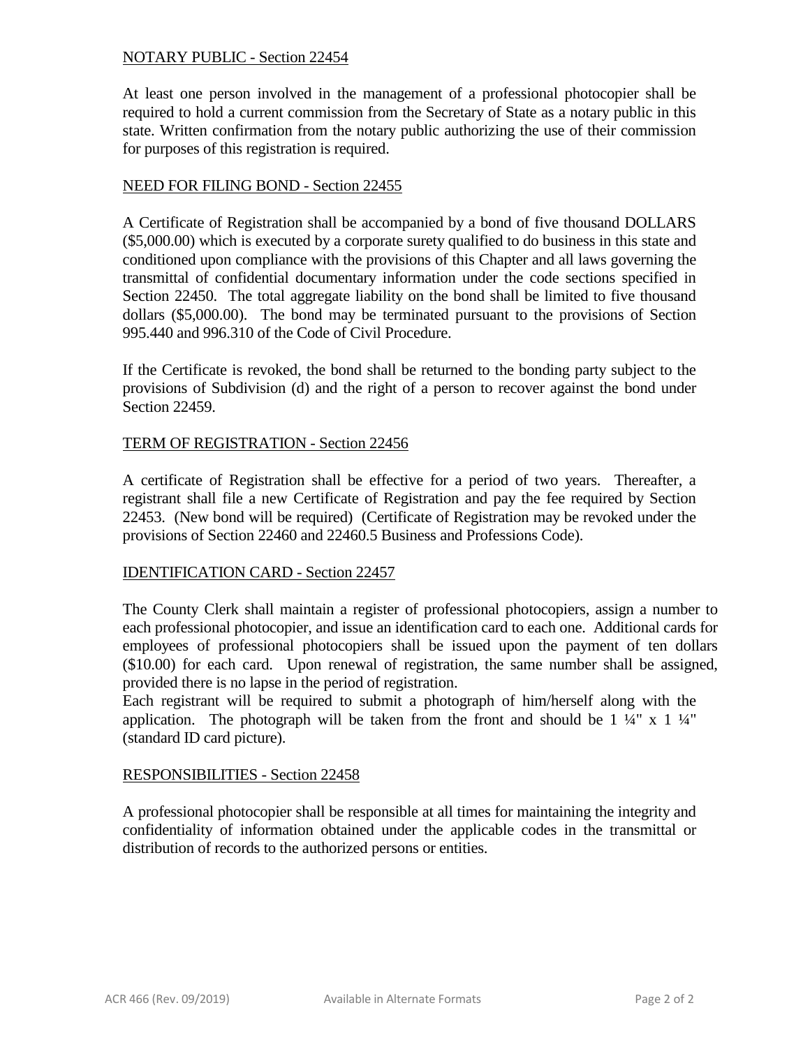NOTARY PUBLIC - Section 22454

At least one person involved in the management of a professional photocopier shall be required to hold a current commission from the Secretary of State as a notary public in this state. Written confirmation from the notary public authorizing the use of their commission for purposes of this registration is required.

NEED FOR FILING BOND - Section 22455

A Certificate of Registration shall be accompanied by a bond of five thousand DOLLARS ($5,000.00) which is executed by a corporate surety qualified to do business in this state and conditioned upon compliance with the provisions of this Chapter and all laws governing the transmittal of confidential documentary information under the code sections specified in Section 22450. The total aggregate liability on the bond shall be limited to five thousand dollars ($5,000.00). The bond may be terminated pursuant to the provisions of Section 995.440 and 996.310 of the Code of Civil Procedure.

If the Certificate is revoked, the bond shall be returned to the bonding party subject to the provisions of Subdivision (d) and the right of a person to recover against the bond under Section 22459.

TERM OF REGISTRATION - Section 22456

A certificate of Registration shall be effective for a period of two years. Thereafter, a registrant shall file a new Certificate of Registration and pay the fee required by Section 22453. (New bond will be required) (Certificate of Registration may be revoked under the provisions of Section 22460 and 22460.5 Business and Professions Code).

IDENTIFICATION CARD - Section 22457

The County Clerk shall maintain a register of professional photocopiers, assign a number to each professional photocopier, and issue an identification card to each one. Additional cards for employees of professional photocopiers shall be issued upon the payment of ten dollars ($10.00) for each card. Upon renewal of registration, the same number shall be assigned, provided there is no lapse in the period of registration.
Each registrant will be required to submit a photograph of him/herself along with the application. The photograph will be taken from the front and should be 1 ¼" x 1 ¼" (standard ID card picture).

RESPONSIBILITIES - Section 22458

A professional photocopier shall be responsible at all times for maintaining the integrity and confidentiality of information obtained under the applicable codes in the transmittal or distribution of records to the authorized persons or entities.

ACR 466 (Rev. 09/2019) Available in Alternate Formats